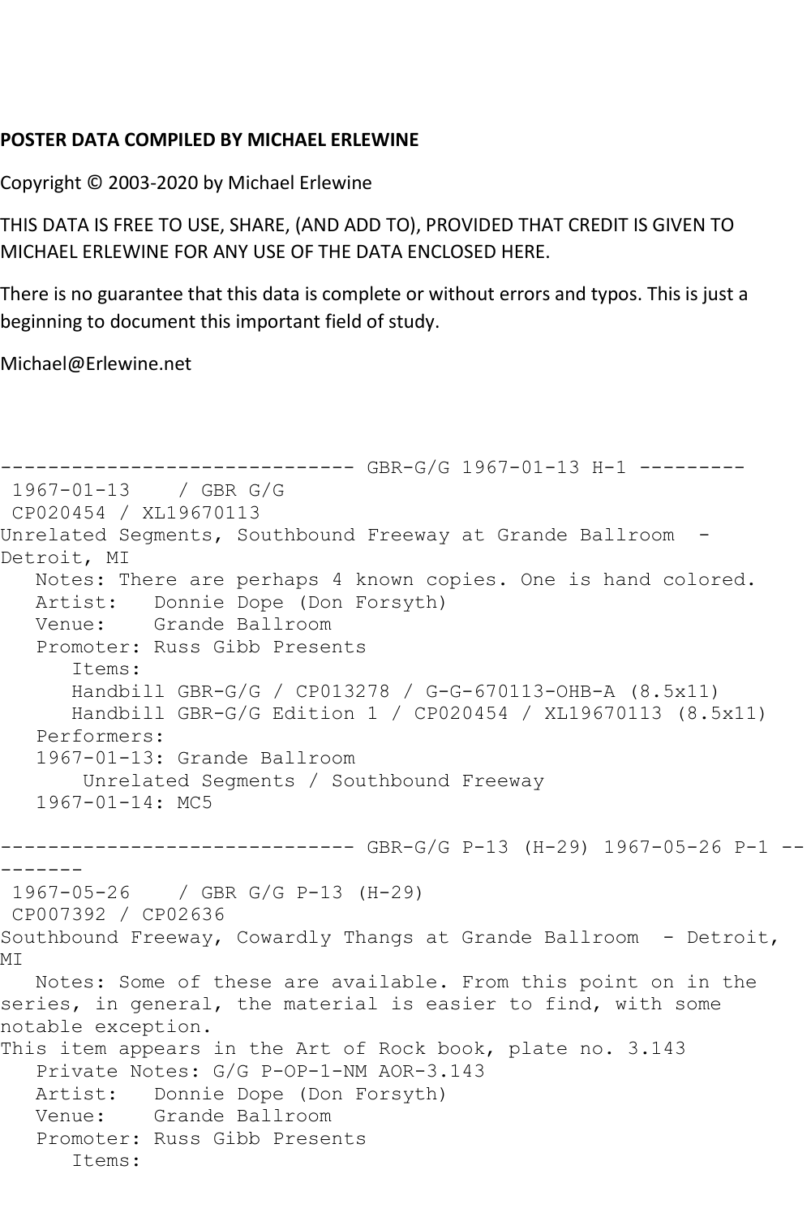**POSTER DATA COMPILED BY MICHAEL ERLEWINE**

Copyright © 2003-2020 by Michael Erlewine

THIS DATA IS FREE TO USE, SHARE, (AND ADD TO), PROVIDED THAT CREDIT IS GIVEN TO MICHAEL ERLEWINE FOR ANY USE OF THE DATA ENCLOSED HERE.

There is no guarantee that this data is complete or without errors and typos. This is just a beginning to document this important field of study.

Michael@Erlewine.net

```
------------------------------ GBR-G/G 1967-01-13 H-1 ---------
 1967-01-13    / GBR G/G
 CP020454 / XL19670113
Unrelated Segments, Southbound Freeway at Grande Ballroom  - 
Detroit, MI
   Notes: There are perhaps 4 known copies. One is hand colored.
   Artist:   Donnie Dope (Don Forsyth)
   Venue:    Grande Ballroom
   Promoter: Russ Gibb Presents
      Items:
      Handbill GBR-G/G / CP013278 / G-G-670113-OHB-A (8.5x11)
      Handbill GBR-G/G Edition 1 / CP020454 / XL19670113 (8.5x11)
   Performers:
   1967-01-13: Grande Ballroom
       Unrelated Segments / Southbound Freeway
   1967-01-14: MC5

------------------------------ GBR-G/G P-13 (H-29) 1967-05-26 P-1 --
-------
 1967-05-26    / GBR G/G P-13 (H-29)
 CP007392 / CP02636
Southbound Freeway, Cowardly Thangs at Grande Ballroom  - Detroit, 
MI
   Notes: Some of these are available. From this point on in the 
series, in general, the material is easier to find, with some 
notable exception.
This item appears in the Art of Rock book, plate no. 3.143
   Private Notes: G/G P-OP-1-NM AOR-3.143
   Artist:   Donnie Dope (Don Forsyth)
   Venue:    Grande Ballroom
   Promoter: Russ Gibb Presents
      Items:
```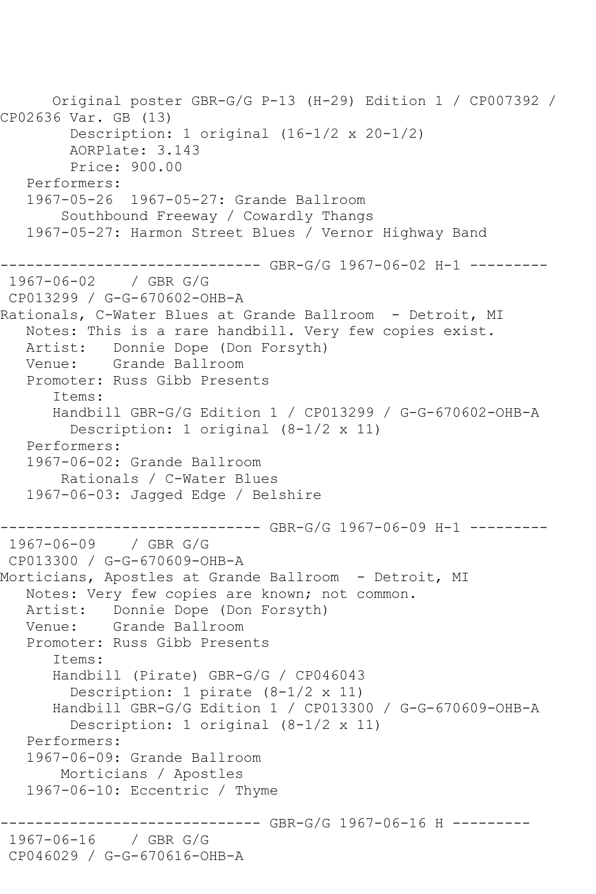Original poster GBR-G/G P-13 (H-29) Edition 1 / CP007392 / CP02636 Var. GB (13)
Description: 1 original (16-1/2 x 20-1/2)
AORPlate: 3.143
Price: 900.00

Performers:
1967-05-26 1967-05-27: Grande Ballroom
Southbound Freeway / Cowardly Thangs
1967-05-27: Harmon Street Blues / Vernor Highway Band

------------------------------ GBR-G/G 1967-06-02 H-1 ---------

1967-06-02 / GBR G/G
CP013299 / G-G-670602-OHB-A
Rationals, C-Water Blues at Grande Ballroom - Detroit, MI
Notes: This is a rare handbill. Very few copies exist.
Artist: Donnie Dope (Don Forsyth)
Venue: Grande Ballroom
Promoter: Russ Gibb Presents
Items:
Handbill GBR-G/G Edition 1 / CP013299 / G-G-670602-OHB-A
Description: 1 original (8-1/2 x 11)
Performers:
1967-06-02: Grande Ballroom
Rationals / C-Water Blues
1967-06-03: Jagged Edge / Belshire

------------------------------ GBR-G/G 1967-06-09 H-1 ---------

1967-06-09 / GBR G/G
CP013300 / G-G-670609-OHB-A
Morticians, Apostles at Grande Ballroom - Detroit, MI
Notes: Very few copies are known; not common.
Artist: Donnie Dope (Don Forsyth)
Venue: Grande Ballroom
Promoter: Russ Gibb Presents
Items:
Handbill (Pirate) GBR-G/G / CP046043
Description: 1 pirate (8-1/2 x 11)
Handbill GBR-G/G Edition 1 / CP013300 / G-G-670609-OHB-A
Description: 1 original (8-1/2 x 11)
Performers:
1967-06-09: Grande Ballroom
Morticians / Apostles
1967-06-10: Eccentric / Thyme

------------------------------ GBR-G/G 1967-06-16 H ---------

1967-06-16 / GBR G/G
CP046029 / G-G-670616-OHB-A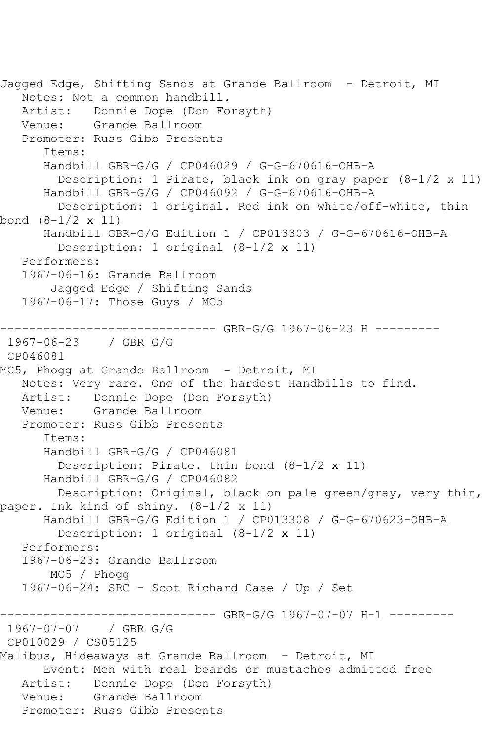Jagged Edge, Shifting Sands at Grande Ballroom - Detroit, MI
   Notes: Not a common handbill.
   Artist: Donnie Dope (Don Forsyth)
   Venue: Grande Ballroom
   Promoter: Russ Gibb Presents
      Items:
      Handbill GBR-G/G / CP046029 / G-G-670616-OHB-A
        Description: 1 Pirate, black ink on gray paper (8-1/2 x 11)
      Handbill GBR-G/G / CP046092 / G-G-670616-OHB-A
        Description: 1 original. Red ink on white/off-white, thin bond (8-1/2 x 11)
      Handbill GBR-G/G Edition 1 / CP013303 / G-G-670616-OHB-A
        Description: 1 original (8-1/2 x 11)
   Performers:
   1967-06-16: Grande Ballroom
       Jagged Edge / Shifting Sands
   1967-06-17: Those Guys / MC5

------------------------------ GBR-G/G 1967-06-23 H ---------
1967-06-23    / GBR G/G
CP046081
MC5, Phogg at Grande Ballroom - Detroit, MI
   Notes: Very rare. One of the hardest Handbills to find.
   Artist: Donnie Dope (Don Forsyth)
   Venue: Grande Ballroom
   Promoter: Russ Gibb Presents
      Items:
      Handbill GBR-G/G / CP046081
        Description: Pirate. thin bond (8-1/2 x 11)
      Handbill GBR-G/G / CP046082
        Description: Original, black on pale green/gray, very thin, paper. Ink kind of shiny. (8-1/2 x 11)
      Handbill GBR-G/G Edition 1 / CP013308 / G-G-670623-OHB-A
        Description: 1 original (8-1/2 x 11)
   Performers:
   1967-06-23: Grande Ballroom
       MC5 / Phogg
   1967-06-24: SRC - Scot Richard Case / Up / Set

------------------------------ GBR-G/G 1967-07-07 H-1 ---------
1967-07-07    / GBR G/G
CP010029 / CS05125
Malibus, Hideaways at Grande Ballroom - Detroit, MI
      Event: Men with real beards or mustaches admitted free
   Artist: Donnie Dope (Don Forsyth)
   Venue: Grande Ballroom
   Promoter: Russ Gibb Presents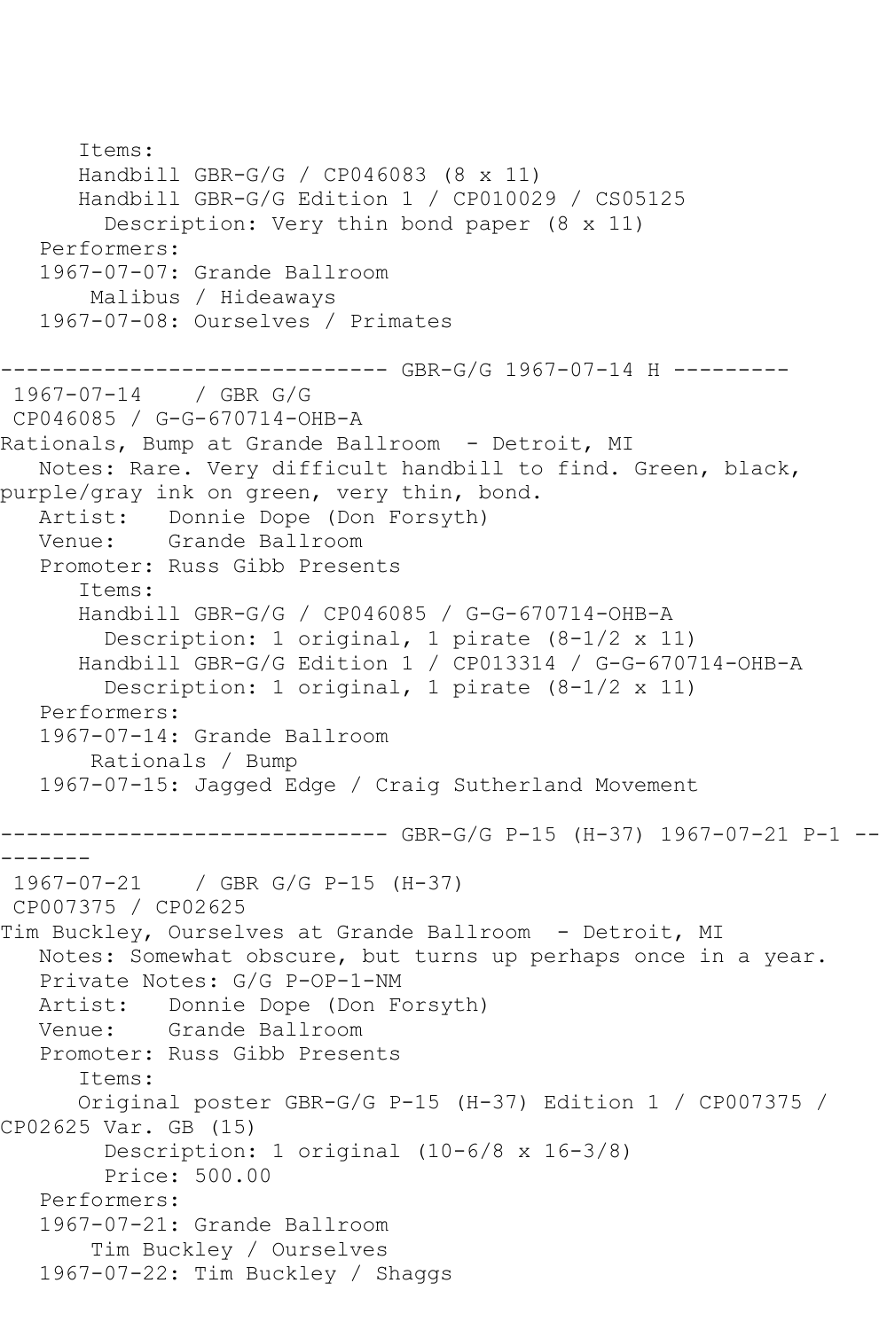```
      Items:
      Handbill GBR-G/G / CP046083 (8 x 11)
      Handbill GBR-G/G Edition 1 / CP010029 / CS05125
        Description: Very thin bond paper (8 x 11)
   Performers:
   1967-07-07: Grande Ballroom
       Malibus / Hideaways
   1967-07-08: Ourselves / Primates

------------------------------ GBR-G/G 1967-07-14 H ---------
 1967-07-14    / GBR G/G
 CP046085 / G-G-670714-OHB-A
Rationals, Bump at Grande Ballroom  - Detroit, MI
   Notes: Rare. Very difficult handbill to find. Green, black,
purple/gray ink on green, very thin, bond.
   Artist:   Donnie Dope (Don Forsyth)
   Venue:    Grande Ballroom
   Promoter: Russ Gibb Presents
      Items:
      Handbill GBR-G/G / CP046085 / G-G-670714-OHB-A
        Description: 1 original, 1 pirate (8-1/2 x 11)
      Handbill GBR-G/G Edition 1 / CP013314 / G-G-670714-OHB-A
        Description: 1 original, 1 pirate (8-1/2 x 11)
   Performers:
   1967-07-14: Grande Ballroom
       Rationals / Bump
   1967-07-15: Jagged Edge / Craig Sutherland Movement

------------------------------ GBR-G/G P-15 (H-37) 1967-07-21 P-1 --
-------
 1967-07-21    / GBR G/G P-15 (H-37)
 CP007375 / CP02625
Tim Buckley, Ourselves at Grande Ballroom  - Detroit, MI
   Notes: Somewhat obscure, but turns up perhaps once in a year.
   Private Notes: G/G P-OP-1-NM
   Artist:   Donnie Dope (Don Forsyth)
   Venue:    Grande Ballroom
   Promoter: Russ Gibb Presents
      Items:
      Original poster GBR-G/G P-15 (H-37) Edition 1 / CP007375 /
CP02625 Var. GB (15)
        Description: 1 original (10-6/8 x 16-3/8)
        Price: 500.00
   Performers:
   1967-07-21: Grande Ballroom
       Tim Buckley / Ourselves
   1967-07-22: Tim Buckley / Shaggs
```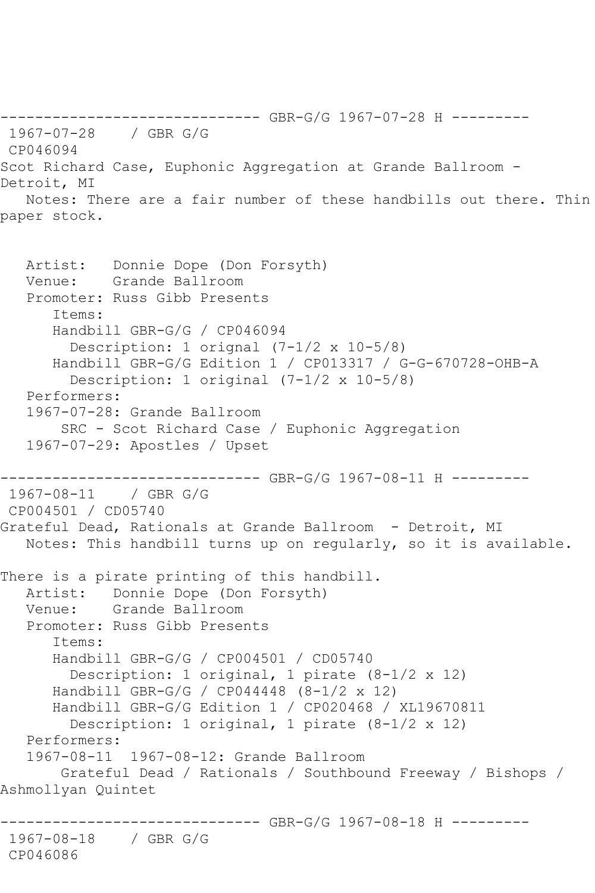------------------------------ GBR-G/G 1967-07-28 H ---------

1967-07-28 / GBR G/G

CP046094

Scot Richard Case, Euphonic Aggregation at Grande Ballroom - Detroit, MI

Notes: There are a fair number of these handbills out there. Thin paper stock.

Artist: Donnie Dope (Don Forsyth)
Venue: Grande Ballroom
Promoter: Russ Gibb Presents

Items:

- Handbill GBR-G/G / CP046094
  - Description: 1 orignal (7-1/2 x 10-5/8)
- Handbill GBR-G/G Edition 1 / CP013317 / G-G-670728-OHB-A
  - Description: 1 original (7-1/2 x 10-5/8)

Performers:

1967-07-28: Grande Ballroom
SRC - Scot Richard Case / Euphonic Aggregation

1967-07-29: Apostles / Upset

------------------------------ GBR-G/G 1967-08-11 H ---------

1967-08-11 / GBR G/G

CP004501 / CD05740

Grateful Dead, Rationals at Grande Ballroom - Detroit, MI

Notes: This handbill turns up on regularly, so it is available.

There is a pirate printing of this handbill.

Artist: Donnie Dope (Don Forsyth)
Venue: Grande Ballroom
Promoter: Russ Gibb Presents

Items:

- Handbill GBR-G/G / CP004501 / CD05740
  - Description: 1 original, 1 pirate (8-1/2 x 12)
- Handbill GBR-G/G / CP044448 (8-1/2 x 12)
- Handbill GBR-G/G Edition 1 / CP020468 / XL19670811
  - Description: 1 original, 1 pirate (8-1/2 x 12)

Performers:

1967-08-11 1967-08-12: Grande Ballroom
Grateful Dead / Rationals / Southbound Freeway / Bishops / Ashmollyan Quintet

------------------------------ GBR-G/G 1967-08-18 H ---------

1967-08-18 / GBR G/G

CP046086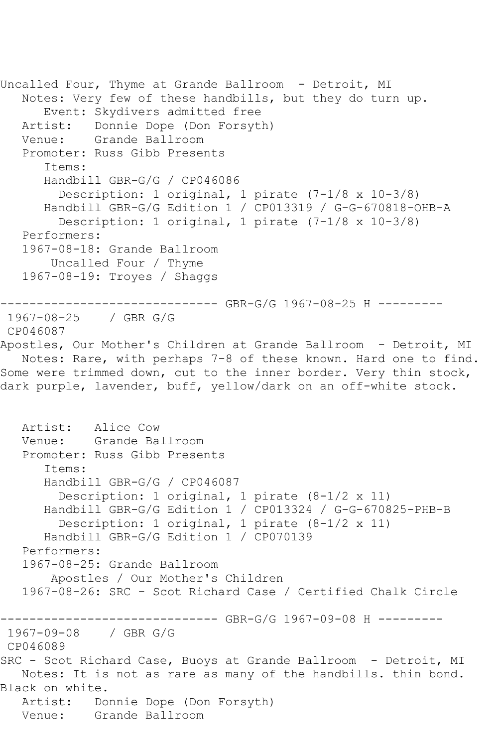Uncalled Four, Thyme at Grande Ballroom - Detroit, MI

Notes: Very few of these handbills, but they do turn up.

Event: Skydivers admitted free

Artist: Donnie Dope (Don Forsyth)

Venue: Grande Ballroom

Promoter: Russ Gibb Presents

Items:

- Handbill GBR-G/G / CP046086
  - Description: 1 original, 1 pirate (7-1/8 x 10-3/8)
- Handbill GBR-G/G Edition 1 / CP013319 / G-G-670818-OHB-A
  - Description: 1 original, 1 pirate (7-1/8 x 10-3/8)

Performers:

1967-08-18: Grande Ballroom

Uncalled Four / Thyme

1967-08-19: Troyes / Shaggs

------------------------------ GBR-G/G 1967-08-25 H ---------

1967-08-25 / GBR G/G

CP046087

Apostles, Our Mother's Children at Grande Ballroom - Detroit, MI

Notes: Rare, with perhaps 7-8 of these known. Hard one to find. Some were trimmed down, cut to the inner border. Very thin stock, dark purple, lavender, buff, yellow/dark on an off-white stock.

Artist: Alice Cow

Venue: Grande Ballroom

Promoter: Russ Gibb Presents

Items:

- Handbill GBR-G/G / CP046087
  - Description: 1 original, 1 pirate (8-1/2 x 11)
- Handbill GBR-G/G Edition 1 / CP013324 / G-G-670825-PHB-B
  - Description: 1 original, 1 pirate (8-1/2 x 11)
- Handbill GBR-G/G Edition 1 / CP070139

Performers:

1967-08-25: Grande Ballroom

Apostles / Our Mother's Children

1967-08-26: SRC - Scot Richard Case / Certified Chalk Circle

------------------------------ GBR-G/G 1967-09-08 H ---------

1967-09-08 / GBR G/G

CP046089

SRC - Scot Richard Case, Buoys at Grande Ballroom - Detroit, MI

Notes: It is not as rare as many of the handbills. thin bond. Black on white.

Artist: Donnie Dope (Don Forsyth)

Venue: Grande Ballroom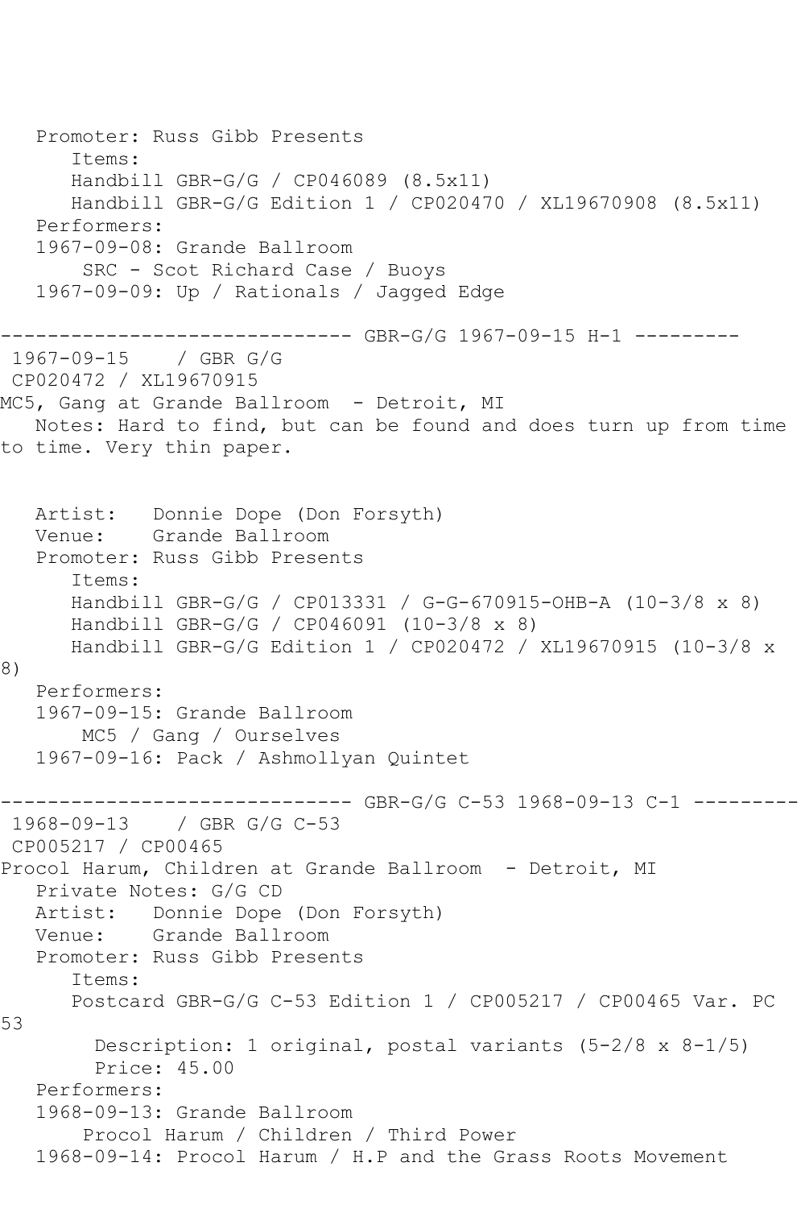Promoter: Russ Gibb Presents
  Items:
  Handbill GBR-G/G / CP046089 (8.5x11)
  Handbill GBR-G/G Edition 1 / CP020470 / XL19670908 (8.5x11)
Performers:
1967-09-08: Grande Ballroom
  SRC - Scot Richard Case / Buoys
1967-09-09: Up / Rationals / Jagged Edge

------------------------------ GBR-G/G 1967-09-15 H-1 ---------

1967-09-15 / GBR G/G
CP020472 / XL19670915
MC5, Gang at Grande Ballroom - Detroit, MI
Notes: Hard to find, but can be found and does turn up from time to time. Very thin paper.

Artist: Donnie Dope (Don Forsyth)
Venue: Grande Ballroom
Promoter: Russ Gibb Presents
  Items:
  Handbill GBR-G/G / CP013331 / G-G-670915-OHB-A (10-3/8 x 8)
  Handbill GBR-G/G / CP046091 (10-3/8 x 8)
  Handbill GBR-G/G Edition 1 / CP020472 / XL19670915 (10-3/8 x 8)
Performers:
1967-09-15: Grande Ballroom
  MC5 / Gang / Ourselves
1967-09-16: Pack / Ashmollyan Quintet

------------------------------ GBR-G/G C-53 1968-09-13 C-1 ---------

1968-09-13 / GBR G/G C-53
CP005217 / CP00465
Procol Harum, Children at Grande Ballroom - Detroit, MI
Private Notes: G/G CD
Artist: Donnie Dope (Don Forsyth)
Venue: Grande Ballroom
Promoter: Russ Gibb Presents
  Items:
  Postcard GBR-G/G C-53 Edition 1 / CP005217 / CP00465 Var. PC 53
    Description: 1 original, postal variants (5-2/8 x 8-1/5)
    Price: 45.00
Performers:
1968-09-13: Grande Ballroom
  Procol Harum / Children / Third Power
1968-09-14: Procol Harum / H.P and the Grass Roots Movement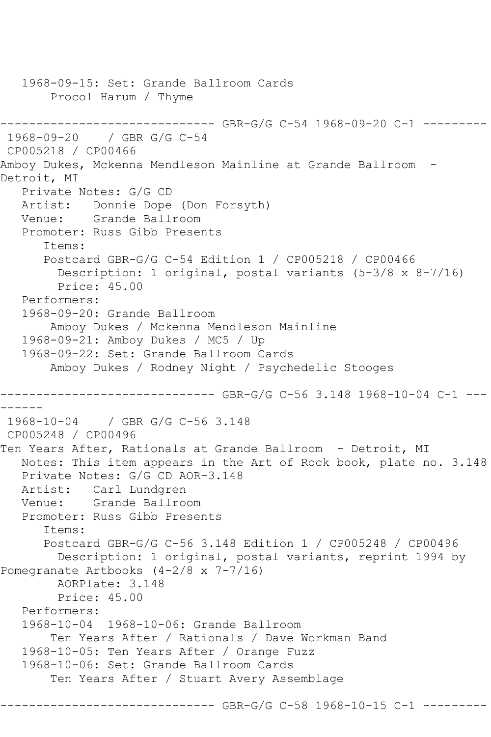```
   1968-09-15: Set: Grande Ballroom Cards
        Procol Harum / Thyme

------------------------------ GBR-G/G C-54 1968-09-20 C-1 ---------
 1968-09-20    / GBR G/G C-54
 CP005218 / CP00466
Amboy Dukes, Mckenna Mendleson Mainline at Grande Ballroom  - 
Detroit, MI
   Private Notes: G/G CD
   Artist:   Donnie Dope (Don Forsyth)
   Venue:    Grande Ballroom
   Promoter: Russ Gibb Presents
      Items:
      Postcard GBR-G/G C-54 Edition 1 / CP005218 / CP00466
        Description: 1 original, postal variants (5-3/8 x 8-7/16)
        Price: 45.00
   Performers:
   1968-09-20: Grande Ballroom
        Amboy Dukes / Mckenna Mendleson Mainline
   1968-09-21: Amboy Dukes / MC5 / Up
   1968-09-22: Set: Grande Ballroom Cards
        Amboy Dukes / Rodney Night / Psychedelic Stooges

------------------------------ GBR-G/G C-56 3.148 1968-10-04 C-1 ---
------
 1968-10-04    / GBR G/G C-56 3.148
 CP005248 / CP00496
Ten Years After, Rationals at Grande Ballroom  - Detroit, MI
   Notes: This item appears in the Art of Rock book, plate no. 3.148
   Private Notes: G/G CD AOR-3.148
   Artist:   Carl Lundgren
   Venue:    Grande Ballroom
   Promoter: Russ Gibb Presents
      Items:
      Postcard GBR-G/G C-56 3.148 Edition 1 / CP005248 / CP00496
        Description: 1 original, postal variants, reprint 1994 by 
Pomegranate Artbooks (4-2/8 x 7-7/16)
        AORPlate: 3.148
        Price: 45.00
   Performers:
   1968-10-04  1968-10-06: Grande Ballroom
        Ten Years After / Rationals / Dave Workman Band
   1968-10-05: Ten Years After / Orange Fuzz
   1968-10-06: Set: Grande Ballroom Cards
        Ten Years After / Stuart Avery Assemblage

------------------------------ GBR-G/G C-58 1968-10-15 C-1 ---------
```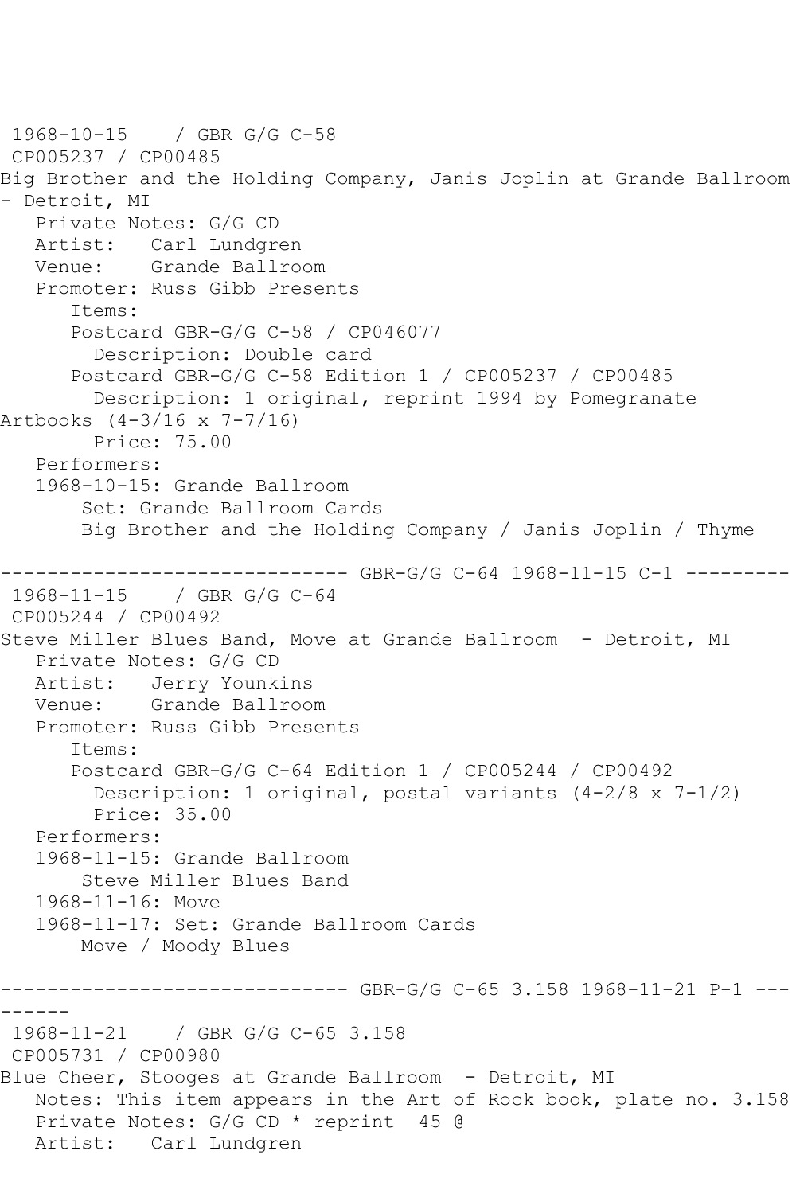1968-10-15 / GBR G/G C-58
CP005237 / CP00485
Big Brother and the Holding Company, Janis Joplin at Grande Ballroom - Detroit, MI

Private Notes: G/G CD
Artist: Carl Lundgren
Venue: Grande Ballroom
Promoter: Russ Gibb Presents
Items:
Postcard GBR-G/G C-58 / CP046077
Description: Double card
Postcard GBR-G/G C-58 Edition 1 / CP005237 / CP00485
Description: 1 original, reprint 1994 by Pomegranate Artbooks (4-3/16 x 7-7/16)
Price: 75.00
Performers:
1968-10-15: Grande Ballroom
Set: Grande Ballroom Cards
Big Brother and the Holding Company / Janis Joplin / Thyme

------------------------------ GBR-G/G C-64 1968-11-15 C-1 ---------

1968-11-15 / GBR G/G C-64
CP005244 / CP00492
Steve Miller Blues Band, Move at Grande Ballroom - Detroit, MI

Private Notes: G/G CD
Artist: Jerry Younkins
Venue: Grande Ballroom
Promoter: Russ Gibb Presents
Items:
Postcard GBR-G/G C-64 Edition 1 / CP005244 / CP00492
Description: 1 original, postal variants (4-2/8 x 7-1/2)
Price: 35.00
Performers:
1968-11-15: Grande Ballroom
Steve Miller Blues Band
1968-11-16: Move
1968-11-17: Set: Grande Ballroom Cards
Move / Moody Blues

------------------------------ GBR-G/G C-65 3.158 1968-11-21 P-1 ---------

1968-11-21 / GBR G/G C-65 3.158
CP005731 / CP00980
Blue Cheer, Stooges at Grande Ballroom - Detroit, MI

Notes: This item appears in the Art of Rock book, plate no. 3.158
Private Notes: G/G CD * reprint 45 @
Artist: Carl Lundgren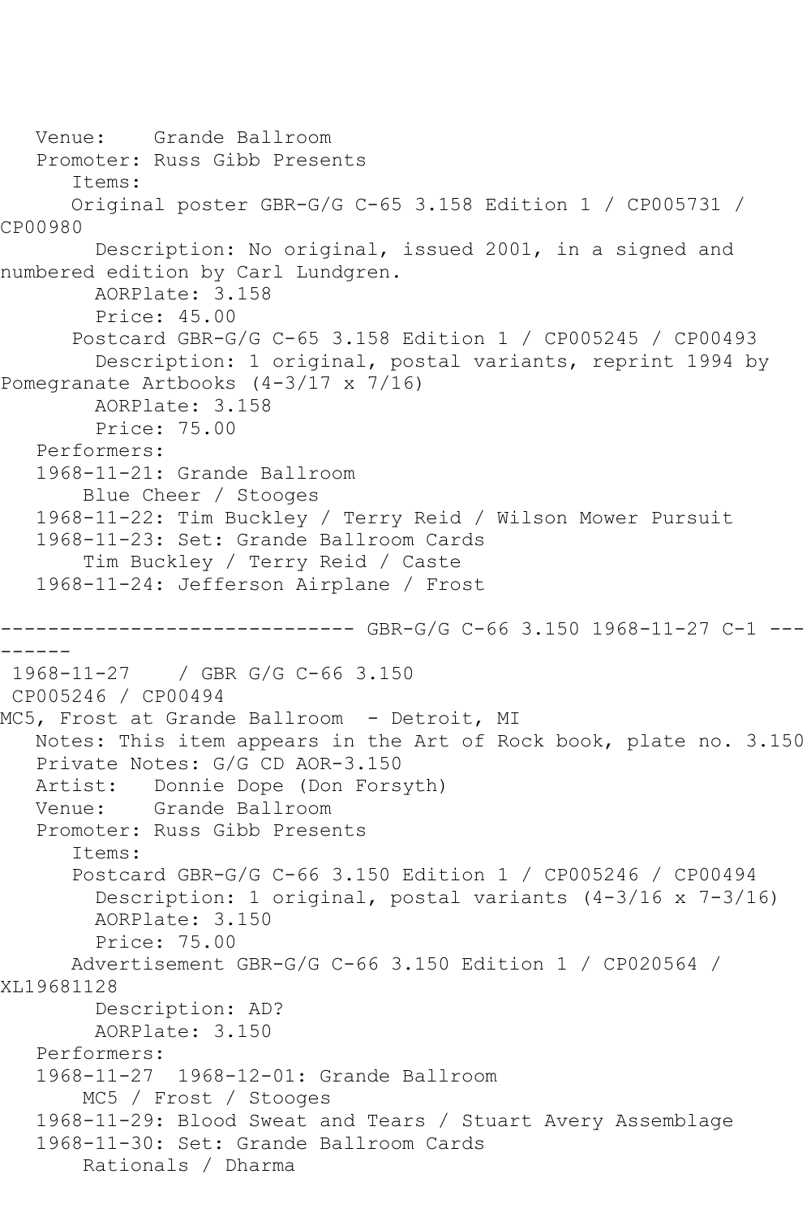Venue: Grande Ballroom
Promoter: Russ Gibb Presents
Items:
Original poster GBR-G/G C-65 3.158 Edition 1 / CP005731 / CP00980
Description: No original, issued 2001, in a signed and numbered edition by Carl Lundgren.
AORPlate: 3.158
Price: 45.00
Postcard GBR-G/G C-65 3.158 Edition 1 / CP005245 / CP00493
Description: 1 original, postal variants, reprint 1994 by Pomegranate Artbooks (4-3/17 x 7/16)
AORPlate: 3.158
Price: 75.00
Performers:
1968-11-21: Grande Ballroom
Blue Cheer / Stooges
1968-11-22: Tim Buckley / Terry Reid / Wilson Mower Pursuit
1968-11-23: Set: Grande Ballroom Cards
Tim Buckley / Terry Reid / Caste
1968-11-24: Jefferson Airplane / Frost

------------------------------ GBR-G/G C-66 3.150 1968-11-27 C-1 ---------

1968-11-27 / GBR G/G C-66 3.150
CP005246 / CP00494
MC5, Frost at Grande Ballroom - Detroit, MI
Notes: This item appears in the Art of Rock book, plate no. 3.150
Private Notes: G/G CD AOR-3.150
Artist: Donnie Dope (Don Forsyth)
Venue: Grande Ballroom
Promoter: Russ Gibb Presents
Items:
Postcard GBR-G/G C-66 3.150 Edition 1 / CP005246 / CP00494
Description: 1 original, postal variants (4-3/16 x 7-3/16)
AORPlate: 3.150
Price: 75.00
Advertisement GBR-G/G C-66 3.150 Edition 1 / CP020564 / XL19681128
Description: AD?
AORPlate: 3.150
Performers:
1968-11-27 1968-12-01: Grande Ballroom
MC5 / Frost / Stooges
1968-11-29: Blood Sweat and Tears / Stuart Avery Assemblage
1968-11-30: Set: Grande Ballroom Cards
Rationals / Dharma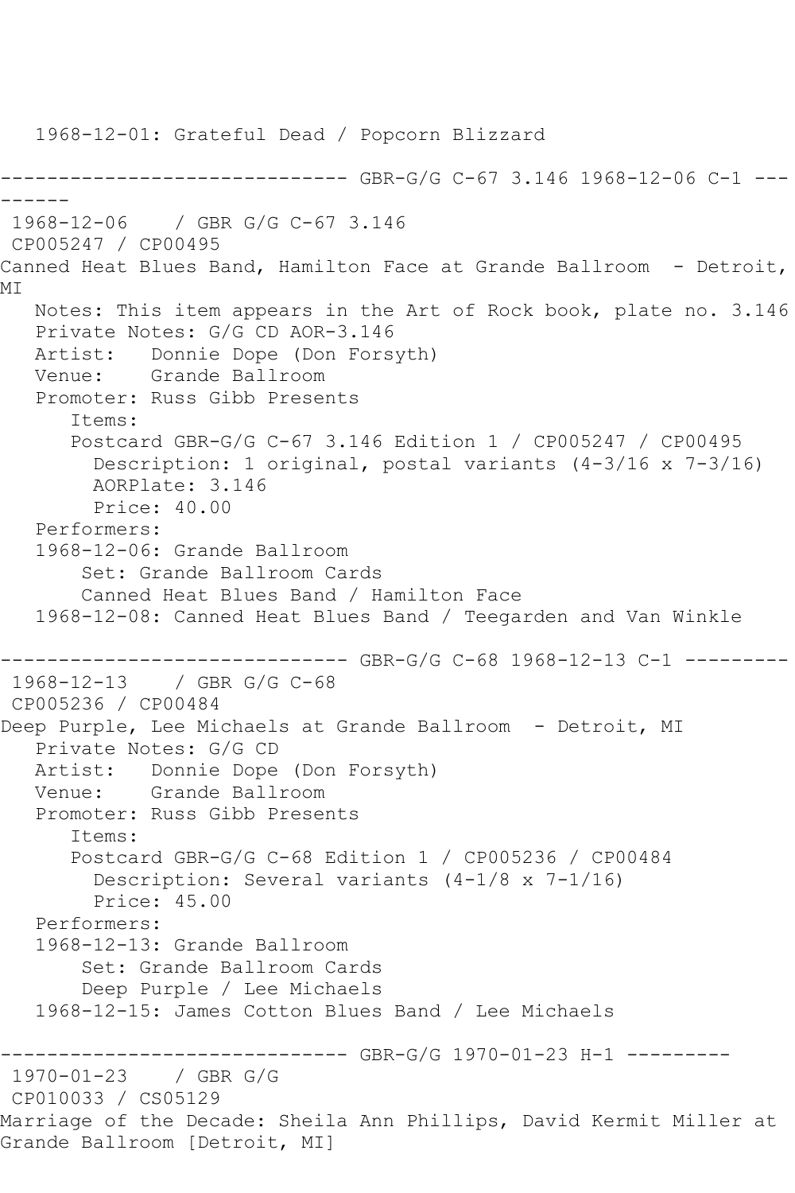1968-12-01: Grateful Dead / Popcorn Blizzard

------------------------------ GBR-G/G C-67 3.146 1968-12-06 C-1 ---------

1968-12-06 / GBR G/G C-67 3.146
CP005247 / CP00495
Canned Heat Blues Band, Hamilton Face at Grande Ballroom - Detroit, MI

Notes: This item appears in the Art of Rock book, plate no. 3.146
Private Notes: G/G CD AOR-3.146
Artist: Donnie Dope (Don Forsyth)
Venue: Grande Ballroom
Promoter: Russ Gibb Presents
Items:
Postcard GBR-G/G C-67 3.146 Edition 1 / CP005247 / CP00495
Description: 1 original, postal variants (4-3/16 x 7-3/16)
AORPlate: 3.146
Price: 40.00
Performers:
1968-12-06: Grande Ballroom
Set: Grande Ballroom Cards
Canned Heat Blues Band / Hamilton Face
1968-12-08: Canned Heat Blues Band / Teegarden and Van Winkle

------------------------------ GBR-G/G C-68 1968-12-13 C-1 ---------

1968-12-13 / GBR G/G C-68
CP005236 / CP00484
Deep Purple, Lee Michaels at Grande Ballroom - Detroit, MI

Private Notes: G/G CD
Artist: Donnie Dope (Don Forsyth)
Venue: Grande Ballroom
Promoter: Russ Gibb Presents
Items:
Postcard GBR-G/G C-68 Edition 1 / CP005236 / CP00484
Description: Several variants (4-1/8 x 7-1/16)
Price: 45.00
Performers:
1968-12-13: Grande Ballroom
Set: Grande Ballroom Cards
Deep Purple / Lee Michaels
1968-12-15: James Cotton Blues Band / Lee Michaels

------------------------------ GBR-G/G 1970-01-23 H-1 ---------

1970-01-23 / GBR G/G
CP010033 / CS05129
Marriage of the Decade: Sheila Ann Phillips, David Kermit Miller at Grande Ballroom [Detroit, MI]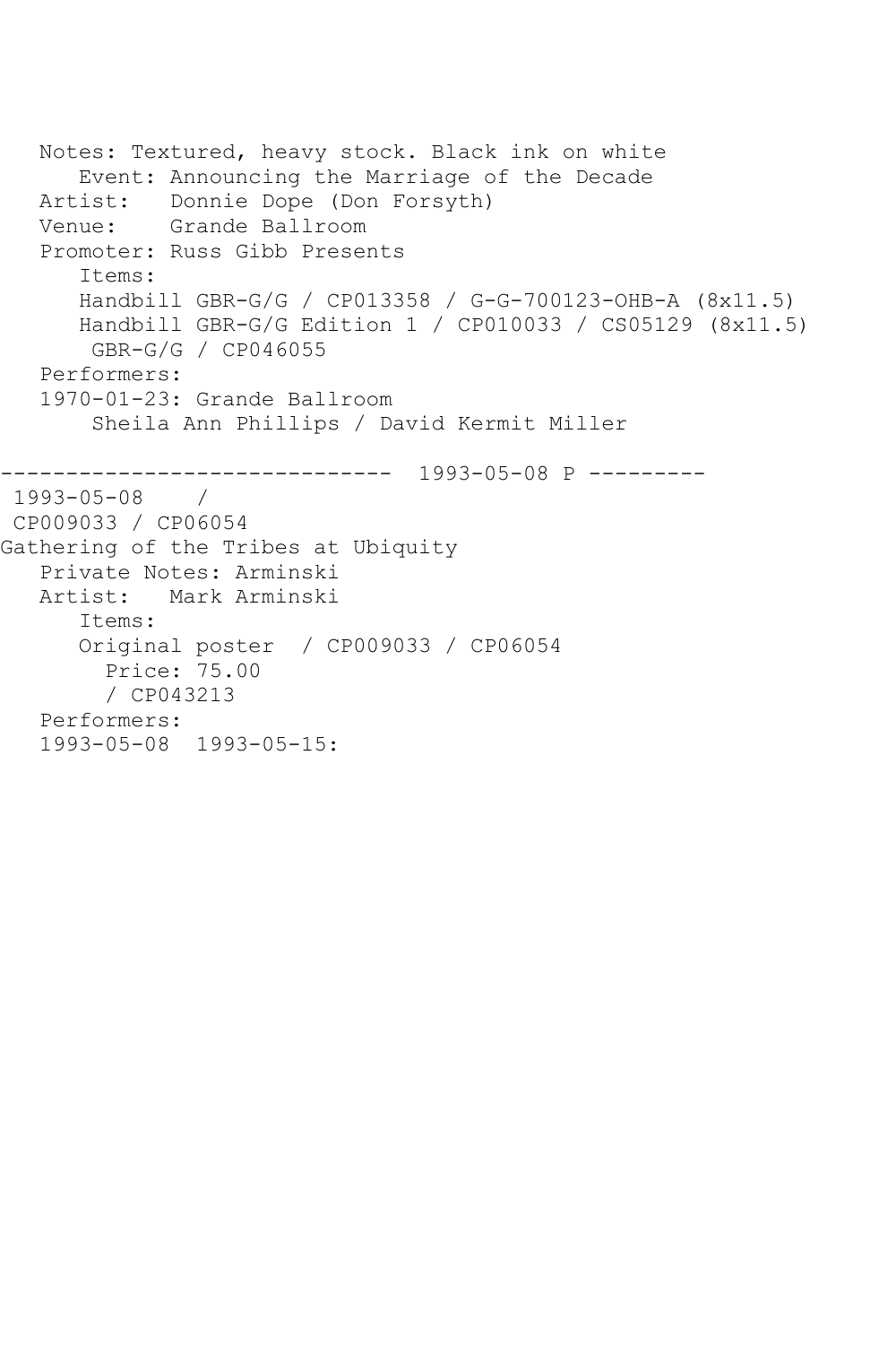```
   Notes: Textured, heavy stock. Black ink on white
      Event: Announcing the Marriage of the Decade
   Artist:   Donnie Dope (Don Forsyth)
   Venue:    Grande Ballroom
   Promoter: Russ Gibb Presents
      Items:
      Handbill GBR-G/G / CP013358 / G-G-700123-OHB-A (8x11.5)
      Handbill GBR-G/G Edition 1 / CP010033 / CS05129 (8x11.5)
       GBR-G/G / CP046055
   Performers:
   1970-01-23: Grande Ballroom
       Sheila Ann Phillips / David Kermit Miller

------------------------------  1993-05-08 P ---------
 1993-05-08    /
 CP009033 / CP06054
Gathering of the Tribes at Ubiquity
   Private Notes: Arminski
   Artist:   Mark Arminski
      Items:
      Original poster  / CP009033 / CP06054
        Price: 75.00
        / CP043213
   Performers:
   1993-05-08  1993-05-15:
```